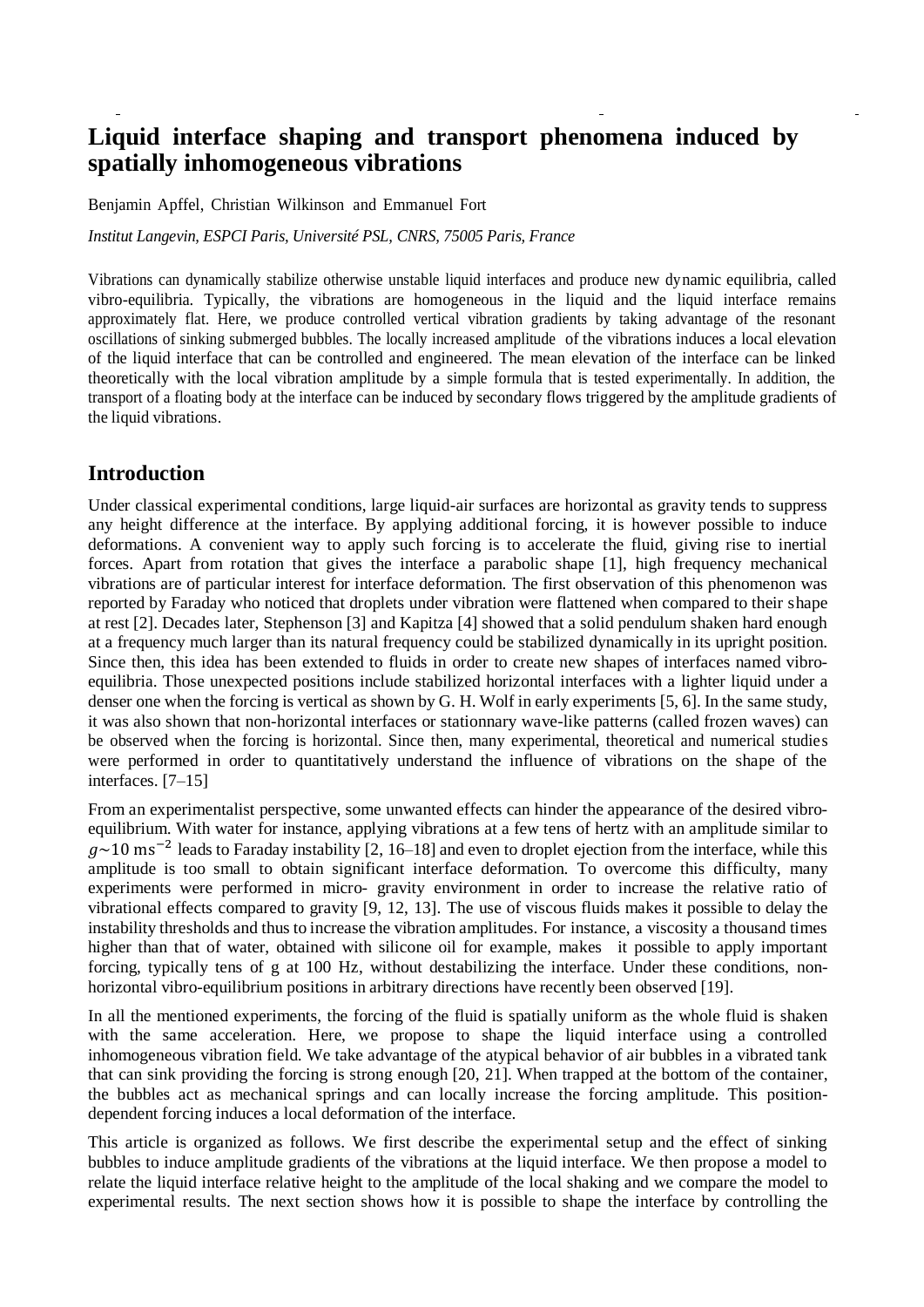# Liquid interface shaping and transport phenomena induced by spatially inhomogeneous vibrations

Benjamin Apffel, Christian Wilkinson and Emmanuel Fort

*Institut Langevin, ESPCI Paris, Université PSL, CNRS, 75005 Paris, France*

Vibrations can dynamically stabilize otherwise unstable liquid interfaces and produce new dynamic equilibria, called vibro-equilibria. Typically, the vibrations are homogeneous in the liquid and the liquid interface remains approximately flat. Here, we produce controlled vertical vibration gradients by taking advantage of the resonant oscillations of sinking submerged bubbles. The locally increased amplitude of the vibrations induces a local elevation of the liquid interface that can be controlled and engineered. The mean elevation of the interface can be linked theoretically with the local vibration amplitude by a simple formula that is tested experimentally. In addition, the transport of a floating body at the interface can be induced by secondary flows triggered by the amplitude gradients of the liquid vibrations.

## Introduction

Under classical experimental conditions, large liquid-air surfaces are horizontal as gravity tends to suppress any height difference at the interface. By applying additional forcing, it is however possible to induce deformations. A convenient way to apply such forcing is to accelerate the fluid, giving rise to inertial forces. Apart from rotation that gives the interface a parabolic shape [1], high frequency mechanical vibrations are of particular interest for interface deformation. The first observation of this phenomenon was reported by Faraday who noticed that droplets under vibration were flattened when compared to their shape at rest [2]. Decades later, Stephenson [3] and Kapitza [4] showed that a solid pendulum shaken hard enough at a frequency much larger than its natural frequency could be stabilized dynamically in its upright position. Since then, this idea has been extended to fluids in order to create new shapes of interfaces named vibro-equilibria. Those unexpected positions include stabilized horizontal interfaces with a lighter liquid under a denser one when the forcing is vertical as shown by G. H. Wolf in early experiments [5, 6]. In the same study, it was also shown that non-horizontal interfaces or stationnary wave-like patterns (called frozen waves) can be observed when the forcing is horizontal. Since then, many experimental, theoretical and numerical studies were performed in order to quantitatively understand the influence of vibrations on the shape of the interfaces. [7–15]

From an experimentalist perspective, some unwanted effects can hinder the appearance of the desired vibro-equilibrium. With water for instance, applying vibrations at a few tens of hertz with an amplitude similar to $g \sim 10\ \mathrm{ms}^{-2}$ leads to Faraday instability [2, 16–18] and even to droplet ejection from the interface, while this amplitude is too small to obtain significant interface deformation. To overcome this difficulty, many experiments were performed in micro- gravity environment in order to increase the relative ratio of vibrational effects compared to gravity [9, 12, 13]. The use of viscous fluids makes it possible to delay the instability thresholds and thus to increase the vibration amplitudes. For instance, a viscosity a thousand times higher than that of water, obtained with silicone oil for example, makes it possible to apply important forcing, typically tens of g at 100 Hz, without destabilizing the interface. Under these conditions, non-horizontal vibro-equilibrium positions in arbitrary directions have recently been observed [19].

In all the mentioned experiments, the forcing of the fluid is spatially uniform as the whole fluid is shaken with the same acceleration. Here, we propose to shape the liquid interface using a controlled inhomogeneous vibration field. We take advantage of the atypical behavior of air bubbles in a vibrated tank that can sink providing the forcing is strong enough [20, 21]. When trapped at the bottom of the container, the bubbles act as mechanical springs and can locally increase the forcing amplitude. This position-dependent forcing induces a local deformation of the interface.

This article is organized as follows. We first describe the experimental setup and the effect of sinking bubbles to induce amplitude gradients of the vibrations at the liquid interface. We then propose a model to relate the liquid interface relative height to the amplitude of the local shaking and we compare the model to experimental results. The next section shows how it is possible to shape the interface by controlling the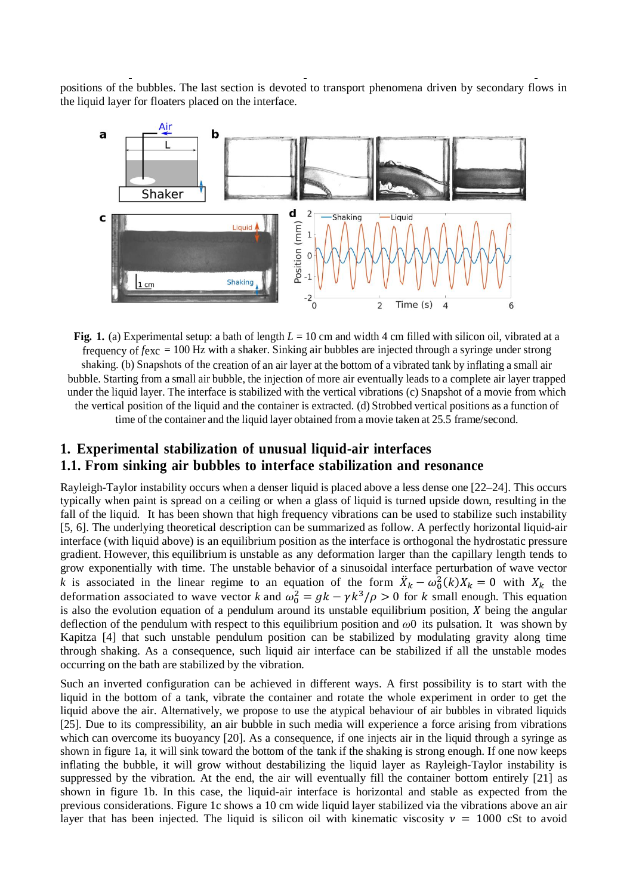positions of the bubbles. The last section is devoted to transport phenomena driven by secondary flows in the liquid layer for floaters placed on the interface.

**Fig. 1.** (a) Experimental setup: a bath of length $L$ = 10 cm and width 4 cm filled with silicon oil, vibrated at a frequency of $f$exc = 100 Hz with a shaker. Sinking air bubbles are injected through a syringe under strong shaking. (b) Snapshots of the creation of an air layer at the bottom of a vibrated tank by inflating a small air bubble. Starting from a small air bubble, the injection of more air eventually leads to a complete air layer trapped under the liquid layer. The interface is stabilized with the vertical vibrations (c) Snapshot of a movie from which the vertical position of the liquid and the container is extracted. (d) Strobbed vertical positions as a function of time of the container and the liquid layer obtained from a movie taken at 25.5 frame/second.

# 1. Experimental stabilization of unusual liquid-air interfaces

## 1.1. From sinking air bubbles to interface stabilization and resonance

Rayleigh-Taylor instability occurs when a denser liquid is placed above a less dense one [22–24]. This occurs typically when paint is spread on a ceiling or when a glass of liquid is turned upside down, resulting in the fall of the liquid. It has been shown that high frequency vibrations can be used to stabilize such instability [5, 6]. The underlying theoretical description can be summarized as follow. A perfectly horizontal liquid-air interface (with liquid above) is an equilibrium position as the interface is orthogonal the hydrostatic pressure gradient. However, this equilibrium is unstable as any deformation larger than the capillary length tends to grow exponentially with time. The unstable behavior of a sinusoidal interface perturbation of wave vector $k$ is associated in the linear regime to an equation of the form $\ddot{X}_k - \omega_0^2(k)X_k = 0$ with $X_k$ the deformation associated to wave vector $k$ and $\omega_0^2 = gk - \gamma k^3/\rho > 0$ for $k$ small enough. This equation is also the evolution equation of a pendulum around its unstable equilibrium position, $X$ being the angular deflection of the pendulum with respect to this equilibrium position and $\omega$0 its pulsation. It was shown by Kapitza [4] that such unstable pendulum position can be stabilized by modulating gravity along time through shaking. As a consequence, such liquid air interface can be stabilized if all the unstable modes occurring on the bath are stabilized by the vibration.

Such an inverted configuration can be achieved in different ways. A first possibility is to start with the liquid in the bottom of a tank, vibrate the container and rotate the whole experiment in order to get the liquid above the air. Alternatively, we propose to use the atypical behaviour of air bubbles in vibrated liquids [25]. Due to its compressibility, an air bubble in such media will experience a force arising from vibrations which can overcome its buoyancy [20]. As a consequence, if one injects air in the liquid through a syringe as shown in figure 1a, it will sink toward the bottom of the tank if the shaking is strong enough. If one now keeps inflating the bubble, it will grow without destabilizing the liquid layer as Rayleigh-Taylor instability is suppressed by the vibration. At the end, the air will eventually fill the container bottom entirely [21] as shown in figure 1b. In this case, the liquid-air interface is horizontal and stable as expected from the previous considerations. Figure 1c shows a 10 cm wide liquid layer stabilized via the vibrations above an air layer that has been injected. The liquid is silicon oil with kinematic viscosity $\nu$ = 1000 cSt to avoid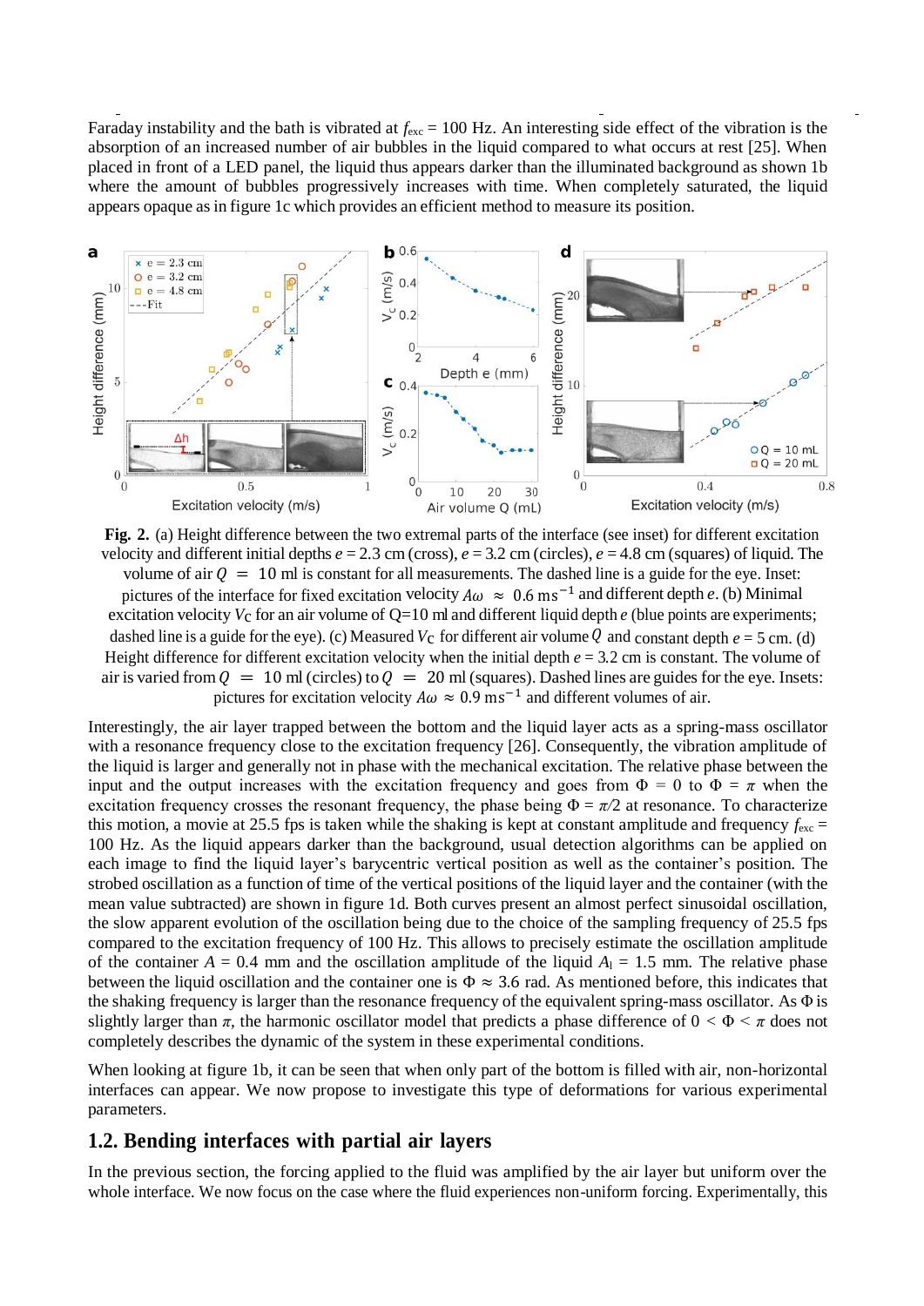Faraday instability and the bath is vibrated at $f_{exc} = 100$ Hz. An interesting side effect of the vibration is the absorption of an increased number of air bubbles in the liquid compared to what occurs at rest [25]. When placed in front of a LED panel, the liquid thus appears darker than the illuminated background as shown 1b where the amount of bubbles progressively increases with time. When completely saturated, the liquid appears opaque as in figure 1c which provides an efficient method to measure its position.

**Fig. 2.** (a) Height difference between the two extremal parts of the interface (see inset) for different excitation velocity and different initial depths $e = 2.3$ cm (cross), $e = 3.2$ cm (circles), $e = 4.8$ cm (squares) of liquid. The volume of air $Q = 10$ ml is constant for all measurements. The dashed line is a guide for the eye. Inset: pictures of the interface for fixed excitation velocity $A\omega \approx 0.6\ \mathrm{ms}^{-1}$ and different depth $e$. (b) Minimal excitation velocity $V_C$ for an air volume of Q=10 ml and different liquid depth $e$ (blue points are experiments; dashed line is a guide for the eye). (c) Measured $V_C$ for different air volume $Q$ and constant depth $e = 5$ cm. (d) Height difference for different excitation velocity when the initial depth $e = 3.2$ cm is constant. The volume of air is varied from $Q = 10$ ml (circles) to $Q = 20$ ml (squares). Dashed lines are guides for the eye. Insets: pictures for excitation velocity $A\omega \approx 0.9\ \mathrm{ms}^{-1}$ and different volumes of air.

Interestingly, the air layer trapped between the bottom and the liquid layer acts as a spring-mass oscillator with a resonance frequency close to the excitation frequency [26]. Consequently, the vibration amplitude of the liquid is larger and generally not in phase with the mechanical excitation. The relative phase between the input and the output increases with the excitation frequency and goes from $\Phi = 0$ to $\Phi = \pi$ when the excitation frequency crosses the resonant frequency, the phase being $\Phi = \pi/2$ at resonance. To characterize this motion, a movie at 25.5 fps is taken while the shaking is kept at constant amplitude and frequency $f_{exc} = 100$ Hz. As the liquid appears darker than the background, usual detection algorithms can be applied on each image to find the liquid layer's barycentric vertical position as well as the container's position. The strobed oscillation as a function of time of the vertical positions of the liquid layer and the container (with the mean value subtracted) are shown in figure 1d. Both curves present an almost perfect sinusoidal oscillation, the slow apparent evolution of the oscillation being due to the choice of the sampling frequency of 25.5 fps compared to the excitation frequency of 100 Hz. This allows to precisely estimate the oscillation amplitude of the container $A = 0.4$ mm and the oscillation amplitude of the liquid $A_l = 1.5$ mm. The relative phase between the liquid oscillation and the container one is $\Phi \approx 3.6$ rad. As mentioned before, this indicates that the shaking frequency is larger than the resonance frequency of the equivalent spring-mass oscillator. As $\Phi$ is slightly larger than $\pi$, the harmonic oscillator model that predicts a phase difference of $0 < \Phi < \pi$ does not completely describes the dynamic of the system in these experimental conditions.

When looking at figure 1b, it can be seen that when only part of the bottom is filled with air, non-horizontal interfaces can appear. We now propose to investigate this type of deformations for various experimental parameters.

## 1.2. Bending interfaces with partial air layers

In the previous section, the forcing applied to the fluid was amplified by the air layer but uniform over the whole interface. We now focus on the case where the fluid experiences non-uniform forcing. Experimentally, this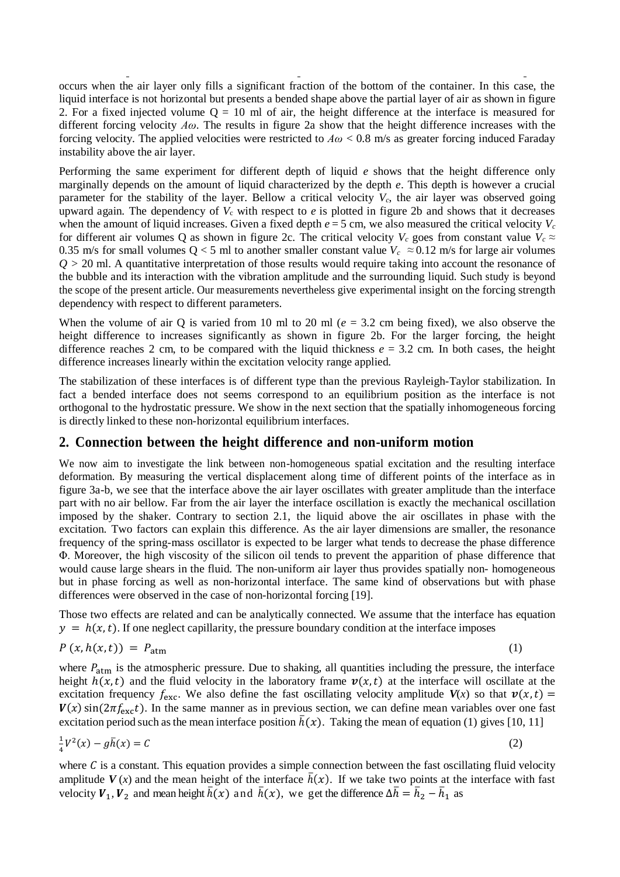occurs when the air layer only fills a significant fraction of the bottom of the container. In this case, the liquid interface is not horizontal but presents a bended shape above the partial layer of air as shown in figure 2. For a fixed injected volume Q = 10 ml of air, the height difference at the interface is measured for different forcing velocity $A\omega$. The results in figure 2a show that the height difference increases with the forcing velocity. The applied velocities were restricted to $A\omega < 0.8$ m/s as greater forcing induced Faraday instability above the air layer.

Performing the same experiment for different depth of liquid $e$ shows that the height difference only marginally depends on the amount of liquid characterized by the depth $e$. This depth is however a crucial parameter for the stability of the layer. Bellow a critical velocity $V_c$, the air layer was observed going upward again. The dependency of $V_c$ with respect to $e$ is plotted in figure 2b and shows that it decreases when the amount of liquid increases. Given a fixed depth $e = 5$ cm, we also measured the critical velocity $V_c$ for different air volumes Q as shown in figure 2c. The critical velocity $V_c$ goes from constant value $V_c \approx 0.35$ m/s for small volumes Q < 5 ml to another smaller constant value $V_c \approx 0.12$ m/s for large air volumes $Q > 20$ ml. A quantitative interpretation of those results would require taking into account the resonance of the bubble and its interaction with the vibration amplitude and the surrounding liquid. Such study is beyond the scope of the present article. Our measurements nevertheless give experimental insight on the forcing strength dependency with respect to different parameters.

When the volume of air Q is varied from 10 ml to 20 ml ($e = 3.2$ cm being fixed), we also observe the height difference to increases significantly as shown in figure 2b. For the larger forcing, the height difference reaches 2 cm, to be compared with the liquid thickness $e = 3.2$ cm. In both cases, the height difference increases linearly within the excitation velocity range applied.

The stabilization of these interfaces is of different type than the previous Rayleigh-Taylor stabilization. In fact a bended interface does not seems correspond to an equilibrium position as the interface is not orthogonal to the hydrostatic pressure. We show in the next section that the spatially inhomogeneous forcing is directly linked to these non-horizontal equilibrium interfaces.

## 2. Connection between the height difference and non-uniform motion

We now aim to investigate the link between non-homogeneous spatial excitation and the resulting interface deformation. By measuring the vertical displacement along time of different points of the interface as in figure 3a-b, we see that the interface above the air layer oscillates with greater amplitude than the interface part with no air bellow. Far from the air layer the interface oscillation is exactly the mechanical oscillation imposed by the shaker. Contrary to section 2.1, the liquid above the air oscillates in phase with the excitation. Two factors can explain this difference. As the air layer dimensions are smaller, the resonance frequency of the spring-mass oscillator is expected to be larger what tends to decrease the phase difference Φ. Moreover, the high viscosity of the silicon oil tends to prevent the apparition of phase difference that would cause large shears in the fluid. The non-uniform air layer thus provides spatially non- homogeneous but in phase forcing as well as non-horizontal interface. The same kind of observations but with phase differences were observed in the case of non-horizontal forcing [19].

Those two effects are related and can be analytically connected. We assume that the interface has equation $y = h(x,t)$. If one neglect capillarity, the pressure boundary condition at the interface imposes

$$P\,(x, h(x,t)) = P_{\text{atm}} \tag{1}$$

where $P_{\text{atm}}$ is the atmospheric pressure. Due to shaking, all quantities including the pressure, the interface height $h(x,t)$ and the fluid velocity in the laboratory frame $\boldsymbol{v}(x,t)$ at the interface will oscillate at the excitation frequency $f_{\text{exc}}$. We also define the fast oscillating velocity amplitude $\boldsymbol{V}(x)$ so that $\boldsymbol{v}(x,t) = \boldsymbol{V}(x)\sin(2\pi f_{\text{exc}} t)$. In the same manner as in previous section, we can define mean variables over one fast excitation period such as the mean interface position $\bar{h}(x)$. Taking the mean of equation (1) gives [10, 11]

$$\tfrac{1}{4}V^2(x) - g\bar{h}(x) = C \tag{2}$$

where $C$ is a constant. This equation provides a simple connection between the fast oscillating fluid velocity amplitude $\boldsymbol{V}(x)$ and the mean height of the interface $\bar{h}(x)$. If we take two points at the interface with fast velocity $\boldsymbol{V}_1, \boldsymbol{V}_2$ and mean height $\bar{h}(x)$ and $\bar{h}(x)$, we get the difference $\Delta\bar{h} = \bar{h}_2 - \bar{h}_1$ as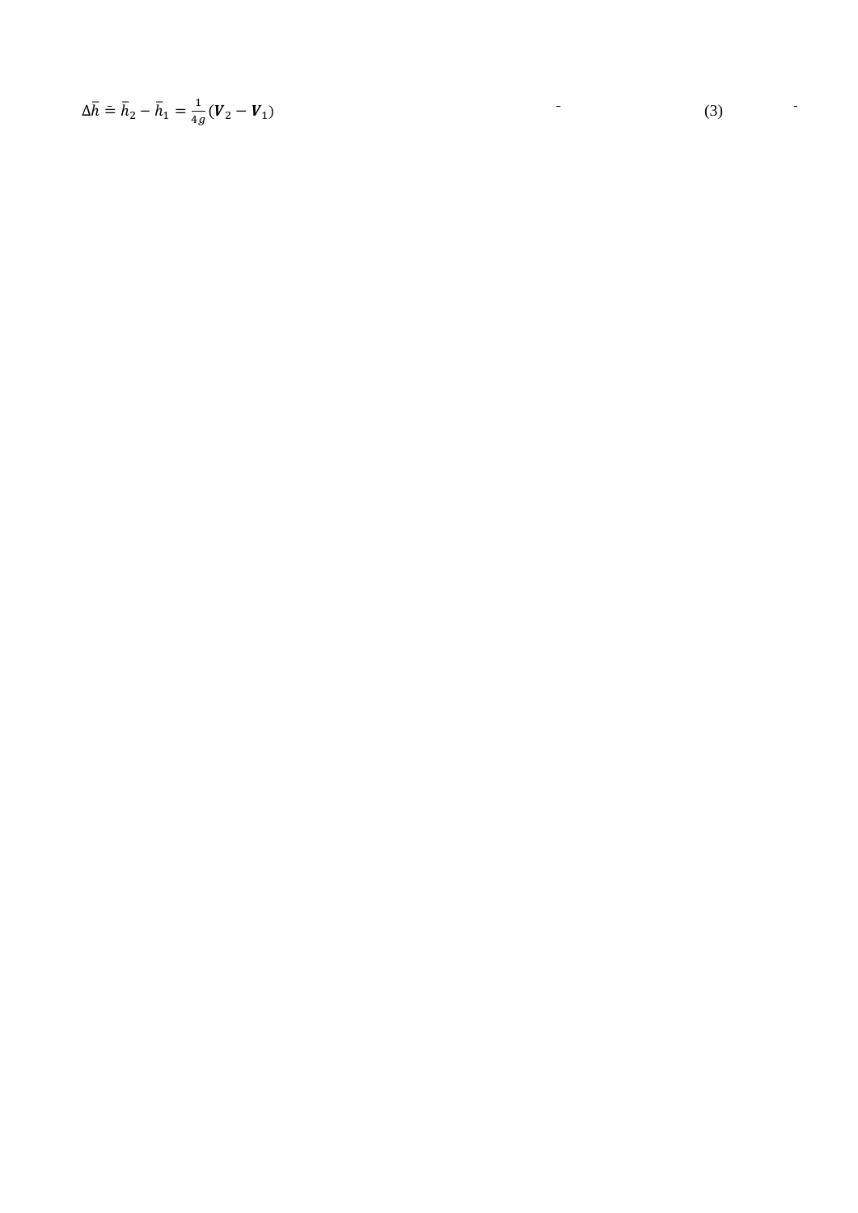$$\Delta\bar{h} \doteq \bar{h}_2 - \bar{h}_1 = \frac{1}{4g}(\boldsymbol{V}_2 - \boldsymbol{V}_1) \tag{3}$$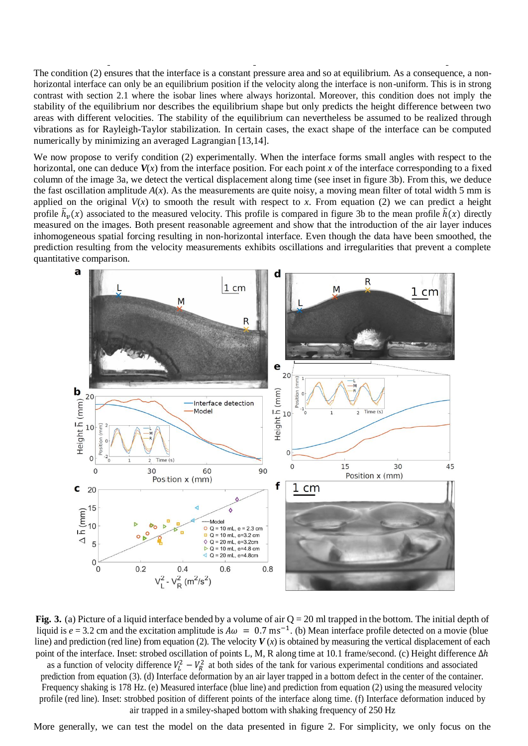The condition (2) ensures that the interface is a constant pressure area and so at equilibrium. As a consequence, a non-horizontal interface can only be an equilibrium position if the velocity along the interface is non-uniform. This is in strong contrast with section 2.1 where the isobar lines where always horizontal. Moreover, this condition does not imply the stability of the equilibrium nor describes the equilibrium shape but only predicts the height difference between two areas with different velocities. The stability of the equilibrium can nevertheless be assumed to be realized through vibrations as for Rayleigh-Taylor stabilization. In certain cases, the exact shape of the interface can be computed numerically by minimizing an averaged Lagrangian [13,14].

We now propose to verify condition (2) experimentally. When the interface forms small angles with respect to the horizontal, one can deduce $\boldsymbol{V}(x)$ from the interface position. For each point $x$ of the interface corresponding to a fixed column of the image 3a, we detect the vertical displacement along time (see inset in figure 3b). From this, we deduce the fast oscillation amplitude $A(x)$. As the measurements are quite noisy, a moving mean filter of total width 5 mm is applied on the original $V(x)$ to smooth the result with respect to $x$. From equation (2) we can predict a height profile $\bar{h}_v(x)$ associated to the measured velocity. This profile is compared in figure 3b to the mean profile $\bar{h}(x)$ directly measured on the images. Both present reasonable agreement and show that the introduction of the air layer induces inhomogeneous spatial forcing resulting in non-horizontal interface. Even though the data have been smoothed, the prediction resulting from the velocity measurements exhibits oscillations and irregularities that prevent a complete quantitative comparison.

**Fig. 3.** (a) Picture of a liquid interface bended by a volume of air Q = 20 ml trapped in the bottom. The initial depth of liquid is $e$ = 3.2 cm and the excitation amplitude is $A\omega = 0.7\ \mathrm{ms}^{-1}$. (b) Mean interface profile detected on a movie (blue line) and prediction (red line) from equation (2). The velocity $\boldsymbol{V}(x)$ is obtained by measuring the vertical displacement of each point of the interface. Inset: strobed oscillation of points L, M, R along time at 10.1 frame/second. (c) Height difference $\Delta h$ as a function of velocity difference $V_L^2 - V_R^2$ at both sides of the tank for various experimental conditions and associated prediction from equation (3). (d) Interface deformation by an air layer trapped in a bottom defect in the center of the container. Frequency shaking is 178 Hz. (e) Measured interface (blue line) and prediction from equation (2) using the measured velocity profile (red line). Inset: strobed position of different points of the interface along time. (f) Interface deformation induced by air trapped in a smiley-shaped bottom with shaking frequency of 250 Hz

More generally, we can test the model on the data presented in figure 2. For simplicity, we only focus on the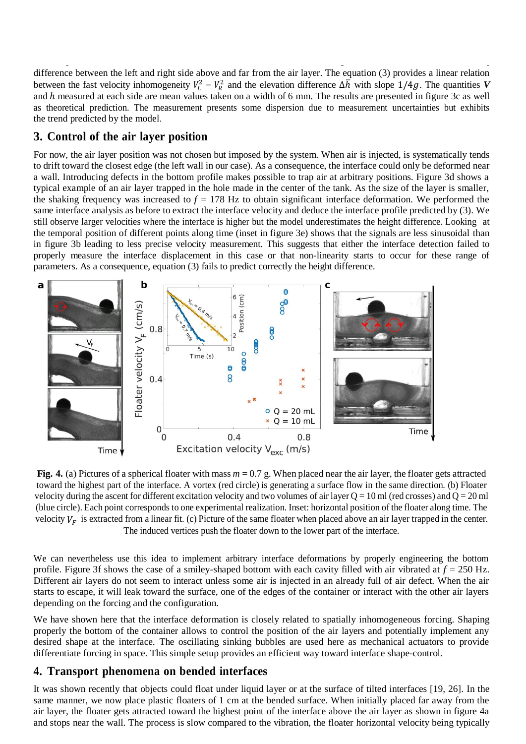difference between the left and right side above and far from the air layer. The equation (3) provides a linear relation between the fast velocity inhomogeneity $V_L^2 - V_R^2$ and the elevation difference $\Delta\bar{h}$ with slope $1/4g$. The quantities $\boldsymbol{V}$ and $h$ measured at each side are mean values taken on a width of 6 mm. The results are presented in figure 3c as well as theoretical prediction. The measurement presents some dispersion due to measurement uncertainties but exhibits the trend predicted by the model.

## 3. Control of the air layer position

For now, the air layer position was not chosen but imposed by the system. When air is injected, is systematically tends to drift toward the closest edge (the left wall in our case). As a consequence, the interface could only be deformed near a wall. Introducing defects in the bottom profile makes possible to trap air at arbitrary positions. Figure 3d shows a typical example of an air layer trapped in the hole made in the center of the tank. As the size of the layer is smaller, the shaking frequency was increased to $f$ = 178 Hz to obtain significant interface deformation. We performed the same interface analysis as before to extract the interface velocity and deduce the interface profile predicted by (3). We still observe larger velocities where the interface is higher but the model underestimates the height difference. Looking at the temporal position of different points along time (inset in figure 3e) shows that the signals are less sinusoidal than in figure 3b leading to less precise velocity measurement. This suggests that either the interface detection failed to properly measure the interface displacement in this case or that non-linearity starts to occur for these range of parameters. As a consequence, equation (3) fails to predict correctly the height difference.

**Fig. 4.** (a) Pictures of a spherical floater with mass $m$ = 0.7 g. When placed near the air layer, the floater gets attracted toward the highest part of the interface. A vortex (red circle) is generating a surface flow in the same direction. (b) Floater velocity during the ascent for different excitation velocity and two volumes of air layer Q = 10 ml (red crosses) and Q = 20 ml (blue circle). Each point corresponds to one experimental realization. Inset: horizontal position of the floater along time. The velocity $V_F$ is extracted from a linear fit. (c) Picture of the same floater when placed above an air layer trapped in the center. The induced vertices push the floater down to the lower part of the interface.

We can nevertheless use this idea to implement arbitrary interface deformations by properly engineering the bottom profile. Figure 3f shows the case of a smiley-shaped bottom with each cavity filled with air vibrated at $f$ = 250 Hz. Different air layers do not seem to interact unless some air is injected in an already full of air defect. When the air starts to escape, it will leak toward the surface, one of the edges of the container or interact with the other air layers depending on the forcing and the configuration.

We have shown here that the interface deformation is closely related to spatially inhomogeneous forcing. Shaping properly the bottom of the container allows to control the position of the air layers and potentially implement any desired shape at the interface. The oscillating sinking bubbles are used here as mechanical actuators to provide differentiate forcing in space. This simple setup provides an efficient way toward interface shape-control.

## 4. Transport phenomena on bended interfaces

It was shown recently that objects could float under liquid layer or at the surface of tilted interfaces [19, 26]. In the same manner, we now place plastic floaters of 1 cm at the bended surface. When initially placed far away from the air layer, the floater gets attracted toward the highest point of the interface above the air layer as shown in figure 4a and stops near the wall. The process is slow compared to the vibration, the floater horizontal velocity being typically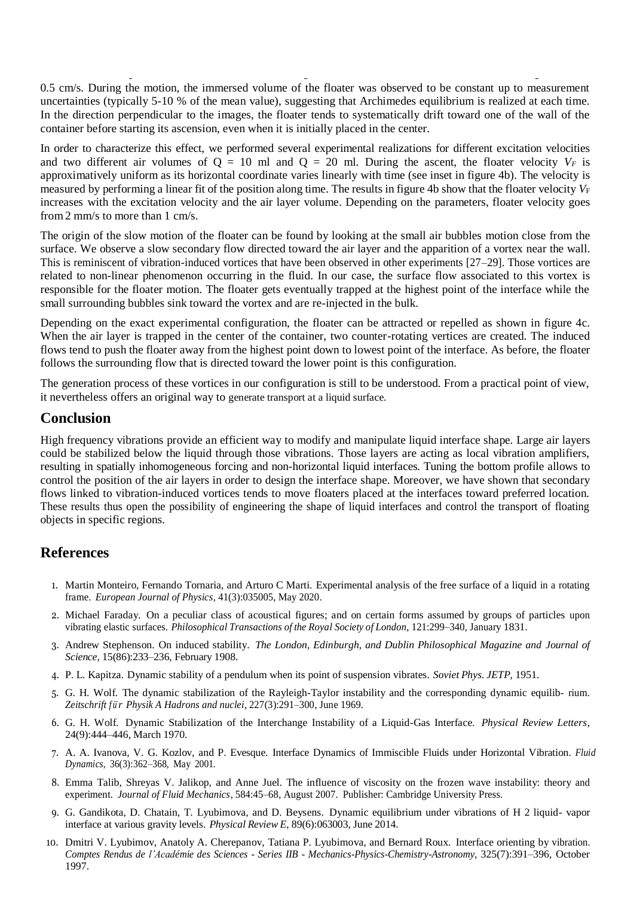0.5 cm/s. During the motion, the immersed volume of the floater was observed to be constant up to measurement uncertainties (typically 5-10 % of the mean value), suggesting that Archimedes equilibrium is realized at each time. In the direction perpendicular to the images, the floater tends to systematically drift toward one of the wall of the container before starting its ascension, even when it is initially placed in the center.

In order to characterize this effect, we performed several experimental realizations for different excitation velocities and two different air volumes of Q = 10 ml and Q = 20 ml. During the ascent, the floater velocity $V_F$ is approximatively uniform as its horizontal coordinate varies linearly with time (see inset in figure 4b). The velocity is measured by performing a linear fit of the position along time. The results in figure 4b show that the floater velocity $V_F$ increases with the excitation velocity and the air layer volume. Depending on the parameters, floater velocity goes from 2 mm/s to more than 1 cm/s.

The origin of the slow motion of the floater can be found by looking at the small air bubbles motion close from the surface. We observe a slow secondary flow directed toward the air layer and the apparition of a vortex near the wall. This is reminiscent of vibration-induced vortices that have been observed in other experiments [27–29]. Those vortices are related to non-linear phenomenon occurring in the fluid. In our case, the surface flow associated to this vortex is responsible for the floater motion. The floater gets eventually trapped at the highest point of the interface while the small surrounding bubbles sink toward the vortex and are re-injected in the bulk.

Depending on the exact experimental configuration, the floater can be attracted or repelled as shown in figure 4c. When the air layer is trapped in the center of the container, two counter-rotating vertices are created. The induced flows tend to push the floater away from the highest point down to lowest point of the interface. As before, the floater follows the surrounding flow that is directed toward the lower point is this configuration.

The generation process of these vortices in our configuration is still to be understood. From a practical point of view, it nevertheless offers an original way to generate transport at a liquid surface.

## Conclusion

High frequency vibrations provide an efficient way to modify and manipulate liquid interface shape. Large air layers could be stabilized below the liquid through those vibrations. Those layers are acting as local vibration amplifiers, resulting in spatially inhomogeneous forcing and non-horizontal liquid interfaces. Tuning the bottom profile allows to control the position of the air layers in order to design the interface shape. Moreover, we have shown that secondary flows linked to vibration-induced vortices tends to move floaters placed at the interfaces toward preferred location. These results thus open the possibility of engineering the shape of liquid interfaces and control the transport of floating objects in specific regions.

## References

1. Martin Monteiro, Fernando Tornaria, and Arturo C Marti. Experimental analysis of the free surface of a liquid in a rotating frame. *European Journal of Physics*, 41(3):035005, May 2020.
2. Michael Faraday. On a peculiar class of acoustical figures; and on certain forms assumed by groups of particles upon vibrating elastic surfaces. *Philosophical Transactions of the Royal Society of London*, 121:299–340, January 1831.
3. Andrew Stephenson. On induced stability. *The London, Edinburgh, and Dublin Philosophical Magazine and Journal of Science*, 15(86):233–236, February 1908.
4. P. L. Kapitza. Dynamic stability of a pendulum when its point of suspension vibrates. *Soviet Phys. JETP*, 1951.
5. G. H. Wolf. The dynamic stabilization of the Rayleigh-Taylor instability and the corresponding dynamic equilib- rium. *Zeitschrift für Physik A Hadrons and nuclei*, 227(3):291–300, June 1969.
6. G. H. Wolf. Dynamic Stabilization of the Interchange Instability of a Liquid-Gas Interface. *Physical Review Letters*, 24(9):444–446, March 1970.
7. A. A. Ivanova, V. G. Kozlov, and P. Evesque. Interface Dynamics of Immiscible Fluids under Horizontal Vibration. *Fluid Dynamics*, 36(3):362–368, May 2001.
8. Emma Talib, Shreyas V. Jalikop, and Anne Juel. The influence of viscosity on the frozen wave instability: theory and experiment. *Journal of Fluid Mechanics*, 584:45–68, August 2007. Publisher: Cambridge University Press.
9. G. Gandikota, D. Chatain, T. Lyubimova, and D. Beysens. Dynamic equilibrium under vibrations of H 2 liquid- vapor interface at various gravity levels. *Physical Review E*, 89(6):063003, June 2014.
10. Dmitri V. Lyubimov, Anatoly A. Cherepanov, Tatiana P. Lyubimova, and Bernard Roux. Interface orienting by vibration. *Comptes Rendus de l'Académie des Sciences - Series IIB - Mechanics-Physics-Chemistry-Astronomy*, 325(7):391–396, October 1997.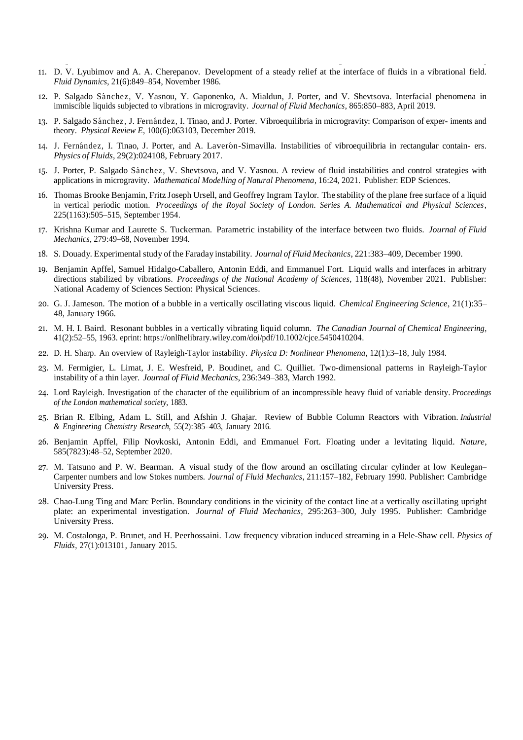11. D. V. Lyubimov and A. A. Cherepanov. Development of a steady relief at the interface of fluids in a vibrational field. *Fluid Dynamics*, 21(6):849–854, November 1986.

12. P. Salgado Sánchez, V. Yasnou, Y. Gaponenko, A. Mialdun, J. Porter, and V. Shevtsova. Interfacial phenomena in immiscible liquids subjected to vibrations in microgravity. *Journal of Fluid Mechanics*, 865:850–883, April 2019.

13. P. Salgado Sánchez, J. Fernández, I. Tinao, and J. Porter. Vibroequilibria in microgravity: Comparison of exper- iments and theory. *Physical Review E*, 100(6):063103, December 2019.

14. J. Fernández, I. Tinao, J. Porter, and A. Laverón-Simavilla. Instabilities of vibroequilibria in rectangular contain- ers. *Physics of Fluids*, 29(2):024108, February 2017.

15. J. Porter, P. Salgado Sánchez, V. Shevtsova, and V. Yasnou. A review of fluid instabilities and control strategies with applications in microgravity. *Mathematical Modelling of Natural Phenomena*, 16:24, 2021. Publisher: EDP Sciences.

16. Thomas Brooke Benjamin, Fritz Joseph Ursell, and Geoffrey Ingram Taylor. The stability of the plane free surface of a liquid in vertical periodic motion. *Proceedings of the Royal Society of London. Series A. Mathematical and Physical Sciences*, 225(1163):505–515, September 1954.

17. Krishna Kumar and Laurette S. Tuckerman. Parametric instability of the interface between two fluids. *Journal of Fluid Mechanics*, 279:49–68, November 1994.

18. S. Douady. Experimental study of the Faraday instability. *Journal of Fluid Mechanics*, 221:383–409, December 1990.

19. Benjamin Apffel, Samuel Hidalgo-Caballero, Antonin Eddi, and Emmanuel Fort. Liquid walls and interfaces in arbitrary directions stabilized by vibrations. *Proceedings of the National Academy of Sciences*, 118(48), November 2021. Publisher: National Academy of Sciences Section: Physical Sciences.

20. G. J. Jameson. The motion of a bubble in a vertically oscillating viscous liquid. *Chemical Engineering Science*, 21(1):35–48, January 1966.

21. M. H. I. Baird. Resonant bubbles in a vertically vibrating liquid column. *The Canadian Journal of Chemical Engineering*, 41(2):52–55, 1963. eprint: https://onlinelibrary.wiley.com/doi/pdf/10.1002/cjce.5450410204.

22. D. H. Sharp. An overview of Rayleigh-Taylor instability. *Physica D: Nonlinear Phenomena*, 12(1):3–18, July 1984.

23. M. Fermigier, L. Limat, J. E. Wesfreid, P. Boudinet, and C. Quilliet. Two-dimensional patterns in Rayleigh-Taylor instability of a thin layer. *Journal of Fluid Mechanics*, 236:349–383, March 1992.

24. Lord Rayleigh. Investigation of the character of the equilibrium of an incompressible heavy fluid of variable density. *Proceedings of the London mathematical society*, 1883.

25. Brian R. Elbing, Adam L. Still, and Afshin J. Ghajar. Review of Bubble Column Reactors with Vibration. *Industrial & Engineering Chemistry Research*, 55(2):385–403, January 2016.

26. Benjamin Apffel, Filip Novkoski, Antonin Eddi, and Emmanuel Fort. Floating under a levitating liquid. *Nature*, 585(7823):48–52, September 2020.

27. M. Tatsuno and P. W. Bearman. A visual study of the flow around an oscillating circular cylinder at low Keulegan–Carpenter numbers and low Stokes numbers. *Journal of Fluid Mechanics*, 211:157–182, February 1990. Publisher: Cambridge University Press.

28. Chao-Lung Ting and Marc Perlin. Boundary conditions in the vicinity of the contact line at a vertically oscillating upright plate: an experimental investigation. *Journal of Fluid Mechanics*, 295:263–300, July 1995. Publisher: Cambridge University Press.

29. M. Costalonga, P. Brunet, and H. Peerhossaini. Low frequency vibration induced streaming in a Hele-Shaw cell. *Physics of Fluids*, 27(1):013101, January 2015.